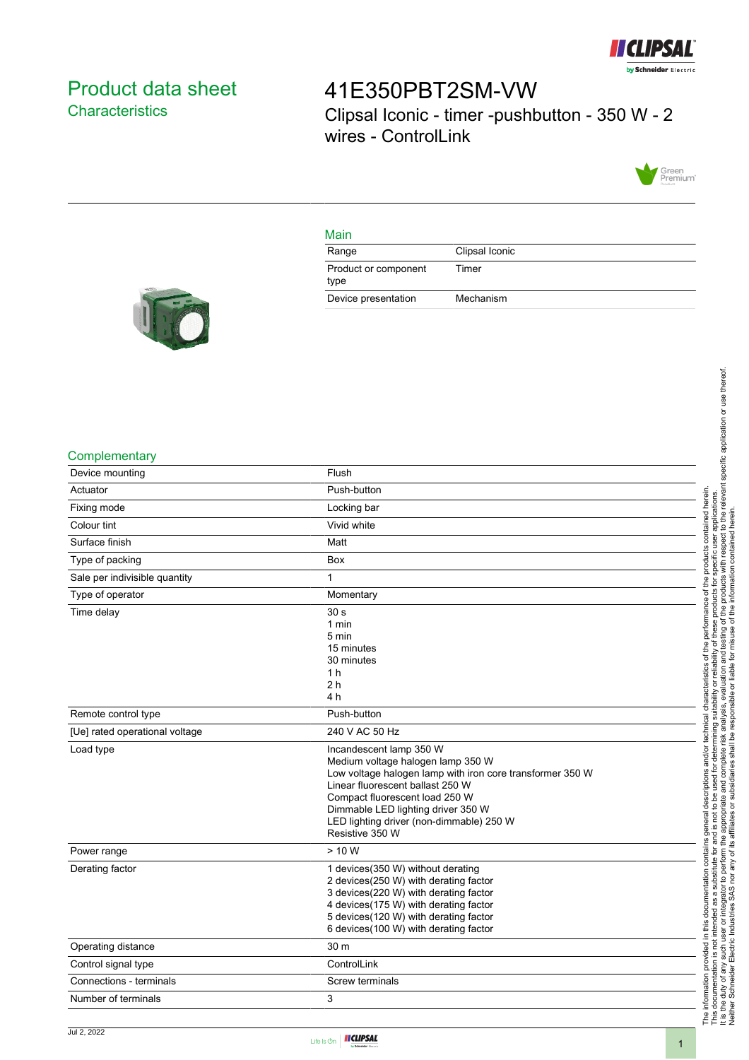# Product data sheet

## Characteristics

# 41E350PBT2SM-VW

Clipsal Iconic - timer -pushbutton - 350 W - 2 wires - ControlLink

## Main

| | |
|---|---|
| Range | Clipsal Iconic |
| Product or component type | Timer |
| Device presentation | Mechanism |

## Complementary

| | |
|---|---|
| Device mounting | Flush |
| Actuator | Push-button |
| Fixing mode | Locking bar |
| Colour tint | Vivid white |
| Surface finish | Matt |
| Type of packing | Box |
| Sale per indivisible quantity | 1 |
| Type of operator | Momentary |
| Time delay | 30 s<br>1 min<br>5 min<br>15 minutes<br>30 minutes<br>1 h<br>2 h<br>4 h |
| Remote control type | Push-button |
| [Ue] rated operational voltage | 240 V AC 50 Hz |
| Load type | Incandescent lamp 350 W<br>Medium voltage halogen lamp 350 W<br>Low voltage halogen lamp with iron core transformer 350 W<br>Linear fluorescent ballast 250 W<br>Compact fluorescent load 250 W<br>Dimmable LED lighting driver 350 W<br>LED lighting driver (non-dimmable) 250 W<br>Resistive 350 W |
| Power range | > 10 W |
| Derating factor | 1 devices(350 W) without derating<br>2 devices(250 W) with derating factor<br>3 devices(220 W) with derating factor<br>4 devices(175 W) with derating factor<br>5 devices(120 W) with derating factor<br>6 devices(100 W) with derating factor |
| Operating distance | 30 m |
| Control signal type | ControlLink |
| Connections - terminals | Screw terminals |
| Number of terminals | 3 |

The information provided in this documentation contains general descriptions and/or technical characteristics of the performance of the products contained herein. This documentation is not intended as a substitute for and is not to be used for determining suitability or reliability of these products for specific user applications. It is the duty of any such user or integrator to perform the appropriate and complete risk analysis, evaluation and testing of the products with respect to the relevant specific application or use thereof. Neither Schneider Electric Industries SAS nor any of its affiliates or subsidiaries shall be responsible or liable for misuse of the information contained herein.

Jul 2, 2022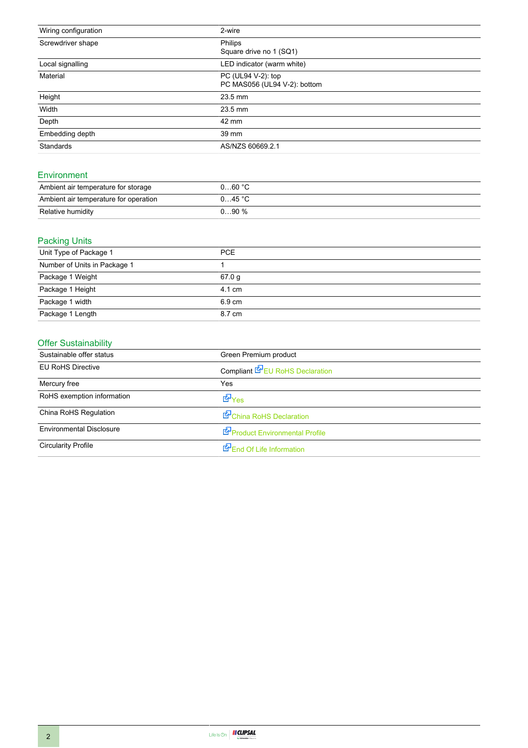| | |
|---|---|
| Wiring configuration | 2-wire |
| Screwdriver shape | Philips<br>Square drive no 1 (SQ1) |
| Local signalling | LED indicator (warm white) |
| Material | PC (UL94 V-2): top<br>PC MAS056 (UL94 V-2): bottom |
| Height | 23.5 mm |
| Width | 23.5 mm |
| Depth | 42 mm |
| Embedding depth | 39 mm |
| Standards | AS/NZS 60669.2.1 |

## Environment

| | |
|---|---|
| Ambient air temperature for storage | 0…60 °C |
| Ambient air temperature for operation | 0…45 °C |
| Relative humidity | 0…90 % |

## Packing Units

| | |
|---|---|
| Unit Type of Package 1 | PCE |
| Number of Units in Package 1 | 1 |
| Package 1 Weight | 67.0 g |
| Package 1 Height | 4.1 cm |
| Package 1 width | 6.9 cm |
| Package 1 Length | 8.7 cm |

## Offer Sustainability

| | |
|---|---|
| Sustainable offer status | Green Premium product |
| EU RoHS Directive | Compliant EU RoHS Declaration |
| Mercury free | Yes |
| RoHS exemption information | Yes |
| China RoHS Regulation | China RoHS Declaration |
| Environmental Disclosure | Product Environmental Profile |
| Circularity Profile | End Of Life Information |